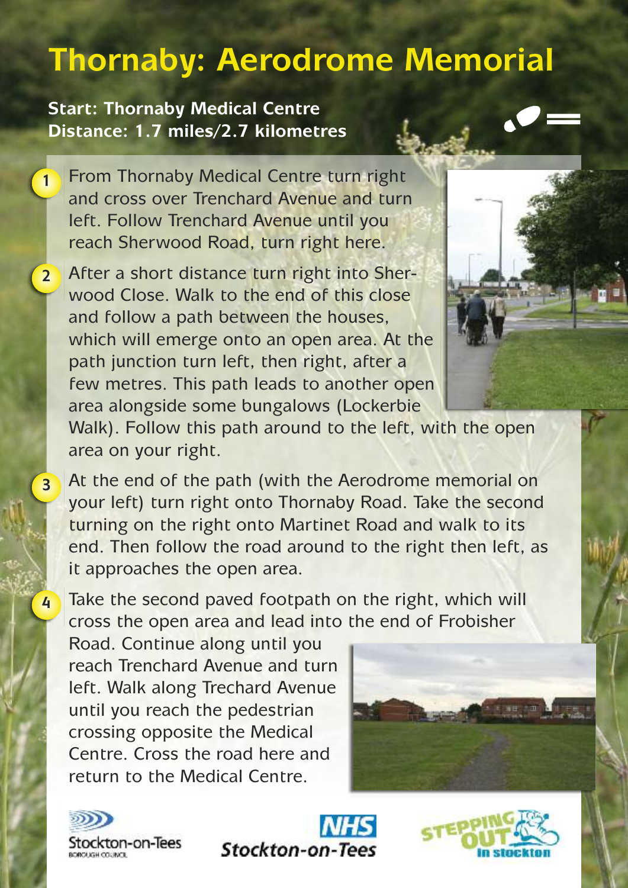# Thornaby: Aerodrome Memorial

**Start: Thornaby Medical Centre**
**Distance: 1.7 miles/2.7 kilometres**

1. From Thornaby Medical Centre turn right and cross over Trenchard Avenue and turn left. Follow Trenchard Avenue until you reach Sherwood Road, turn right here.

2. After a short distance turn right into Sherwood Close. Walk to the end of this close and follow a path between the houses, which will emerge onto an open area. At the path junction turn left, then right, after a few metres. This path leads to another open area alongside some bungalows (Lockerbie Walk). Follow this path around to the left, with the open area on your right.

3. At the end of the path (with the Aerodrome memorial on your left) turn right onto Thornaby Road. Take the second turning on the right onto Martinet Road and walk to its end. Then follow the road around to the right then left, as it approaches the open area.

4. Take the second paved footpath on the right, which will cross the open area and lead into the end of Frobisher Road. Continue along until you reach Trenchard Avenue and turn left. Walk along Trechard Avenue until you reach the pedestrian crossing opposite the Medical Centre. Cross the road here and return to the Medical Centre.

Stockton-on-Tees Borough Council

NHS Stockton-on-Tees

Stepping Out in Stockton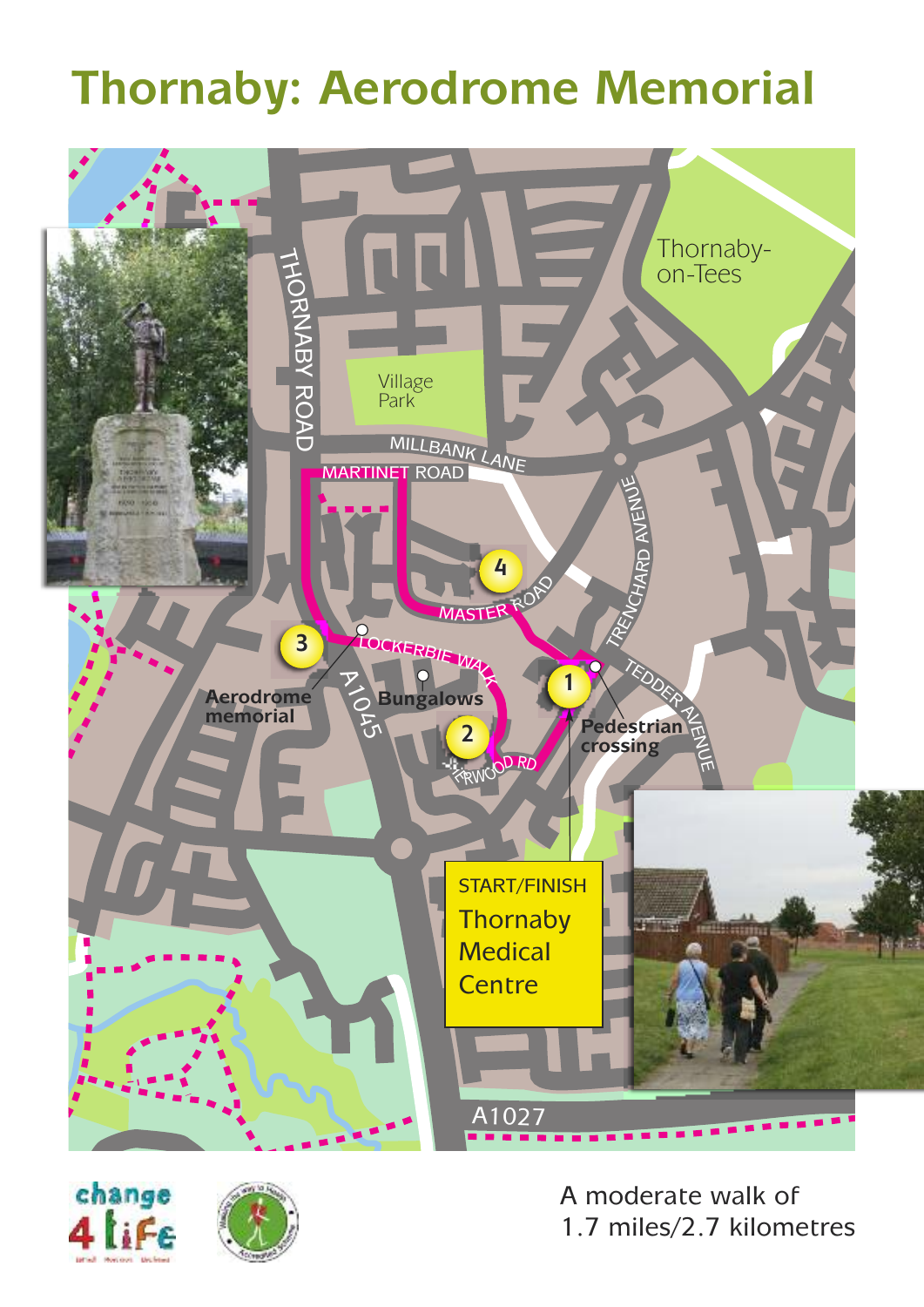# Thornaby: Aerodrome Memorial

THORNABY ROAD

Village Park

Thornaby-on-Tees

MILLBANK LANE

MARTINET ROAD

TRENCHARD AVENUE

MASTER ROAD

LOCKERBIE WALK

TEDDER AVENUE

A1045

Aerodrome memorial

Bungalows

Pedestrian crossing

FARWOOD RD

START/FINISH
Thornaby Medical Centre

A1027

A moderate walk of 1.7 miles/2.7 kilometres